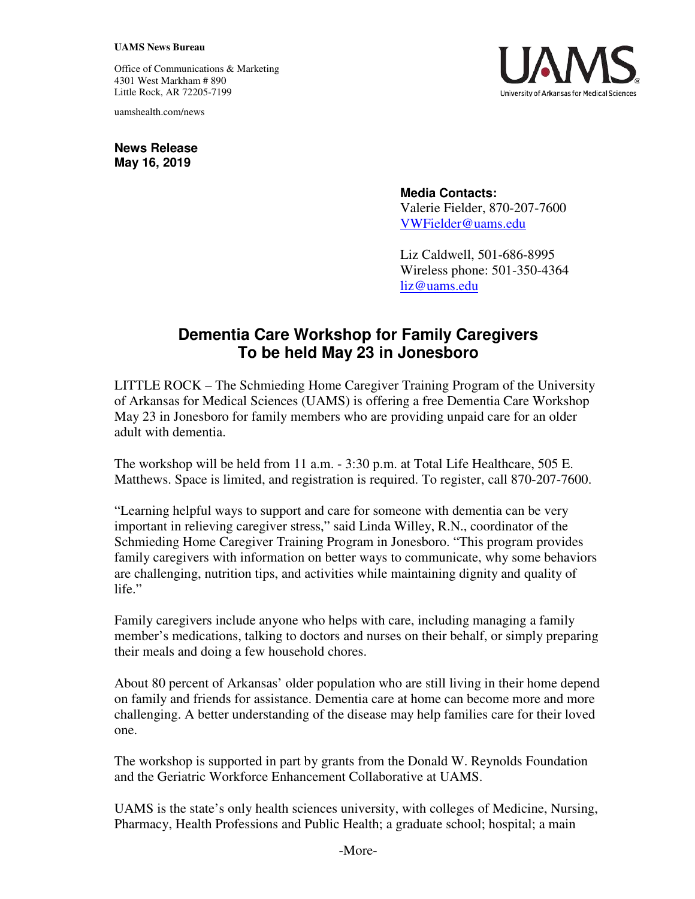**UAMS News Bureau**

Office of Communications & Marketing
4301 West Markham # 890
Little Rock, AR 72205-7199

uamshealth.com/news

UAMS
University of Arkansas for Medical Sciences

**News Release**
**May 16, 2019**

**Media Contacts:**
Valerie Fielder, 870-207-7600
VWFielder@uams.edu

Liz Caldwell, 501-686-8995
Wireless phone: 501-350-4364
liz@uams.edu

# Dementia Care Workshop for Family Caregivers To be held May 23 in Jonesboro

LITTLE ROCK – The Schmieding Home Caregiver Training Program of the University of Arkansas for Medical Sciences (UAMS) is offering a free Dementia Care Workshop May 23 in Jonesboro for family members who are providing unpaid care for an older adult with dementia.

The workshop will be held from 11 a.m. - 3:30 p.m. at Total Life Healthcare, 505 E. Matthews. Space is limited, and registration is required. To register, call 870-207-7600.

"Learning helpful ways to support and care for someone with dementia can be very important in relieving caregiver stress," said Linda Willey, R.N., coordinator of the Schmieding Home Caregiver Training Program in Jonesboro. "This program provides family caregivers with information on better ways to communicate, why some behaviors are challenging, nutrition tips, and activities while maintaining dignity and quality of life."

Family caregivers include anyone who helps with care, including managing a family member's medications, talking to doctors and nurses on their behalf, or simply preparing their meals and doing a few household chores.

About 80 percent of Arkansas' older population who are still living in their home depend on family and friends for assistance. Dementia care at home can become more and more challenging. A better understanding of the disease may help families care for their loved one.

The workshop is supported in part by grants from the Donald W. Reynolds Foundation and the Geriatric Workforce Enhancement Collaborative at UAMS.

UAMS is the state's only health sciences university, with colleges of Medicine, Nursing, Pharmacy, Health Professions and Public Health; a graduate school; hospital; a main

-More-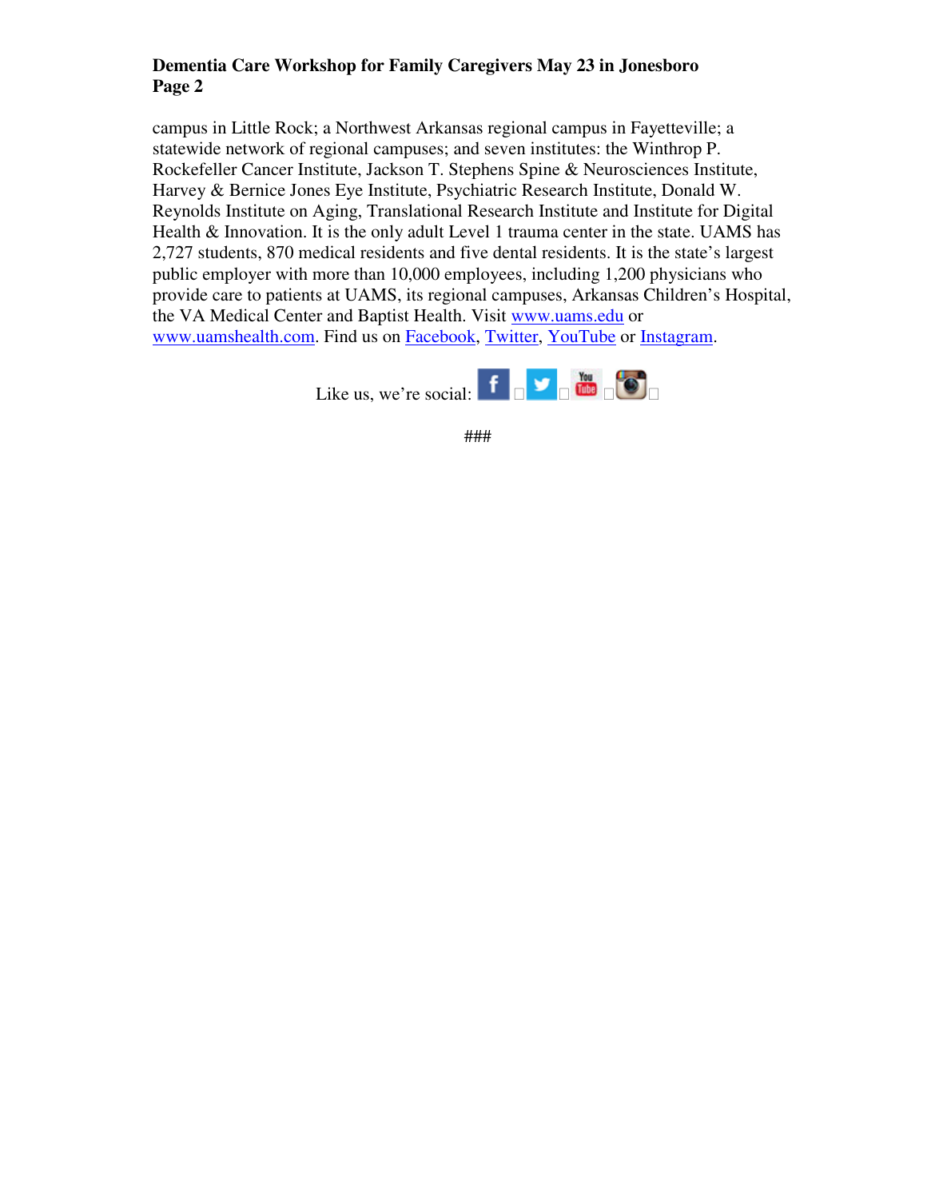campus in Little Rock; a Northwest Arkansas regional campus in Fayetteville; a statewide network of regional campuses; and seven institutes: the Winthrop P. Rockefeller Cancer Institute, Jackson T. Stephens Spine & Neurosciences Institute, Harvey & Bernice Jones Eye Institute, Psychiatric Research Institute, Donald W. Reynolds Institute on Aging, Translational Research Institute and Institute for Digital Health & Innovation. It is the only adult Level 1 trauma center in the state. UAMS has 2,727 students, 870 medical residents and five dental residents. It is the state's largest public employer with more than 10,000 employees, including 1,200 physicians who provide care to patients at UAMS, its regional campuses, Arkansas Children's Hospital, the VA Medical Center and Baptist Health. Visit www.uams.edu or www.uamshealth.com. Find us on Facebook, Twitter, YouTube or Instagram.

Like us, we're social:

###